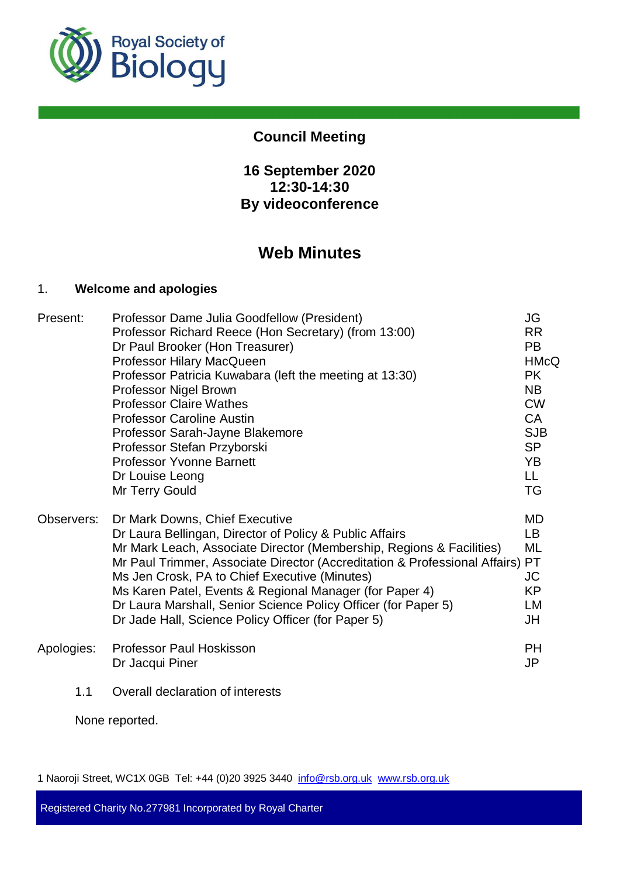Royal Society of Biology

# Council Meeting

## 16 September 2020
## 12:30-14:30
## By videoconference

# Web Minutes

## 1. Welcome and apologies

| | | |
|---|---|---|
| Present: | Professor Dame Julia Goodfellow (President) | JG |
| | Professor Richard Reece (Hon Secretary) (from 13:00) | RR |
| | Dr Paul Brooker (Hon Treasurer) | PB |
| | Professor Hilary MacQueen | HMcQ |
| | Professor Patricia Kuwabara (left the meeting at 13:30) | PK |
| | Professor Nigel Brown | NB |
| | Professor Claire Wathes | CW |
| | Professor Caroline Austin | CA |
| | Professor Sarah-Jayne Blakemore | SJB |
| | Professor Stefan Przyborski | SP |
| | Professor Yvonne Barnett | YB |
| | Dr Louise Leong | LL |
| | Mr Terry Gould | TG |
| Observers: | Dr Mark Downs, Chief Executive | MD |
| | Dr Laura Bellingan, Director of Policy & Public Affairs | LB |
| | Mr Mark Leach, Associate Director (Membership, Regions & Facilities) | ML |
| | Mr Paul Trimmer, Associate Director (Accreditation & Professional Affairs) | PT |
| | Ms Jen Crosk, PA to Chief Executive (Minutes) | JC |
| | Ms Karen Patel, Events & Regional Manager (for Paper 4) | KP |
| | Dr Laura Marshall, Senior Science Policy Officer (for Paper 5) | LM |
| | Dr Jade Hall, Science Policy Officer (for Paper 5) | JH |
| Apologies: | Professor Paul Hoskisson | PH |
| | Dr Jacqui Piner | JP |

1.1 Overall declaration of interests

None reported.

1 Naoroji Street, WC1X 0GB Tel: +44 (0)20 3925 3440 info@rsb.org.uk www.rsb.org.uk

Registered Charity No.277981 Incorporated by Royal Charter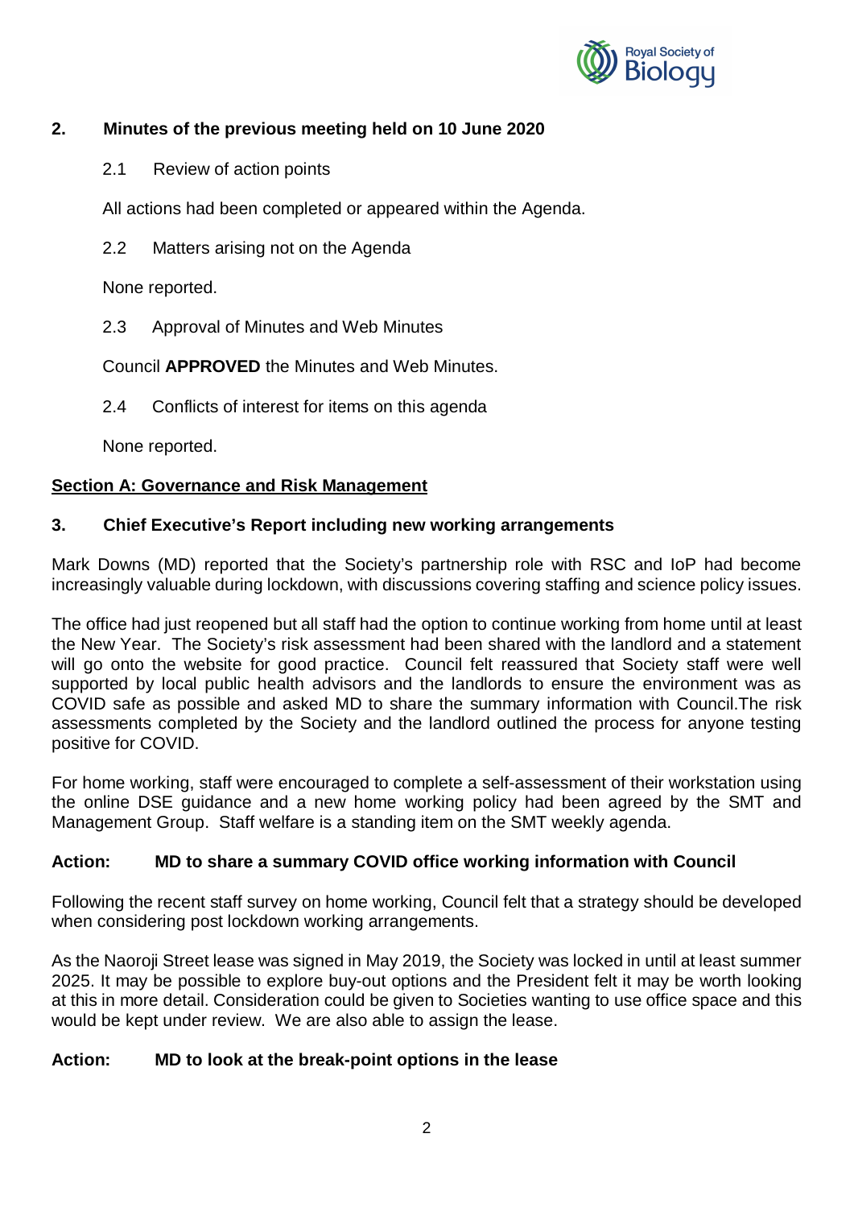## 2. Minutes of the previous meeting held on 10 June 2020

2.1 Review of action points

All actions had been completed or appeared within the Agenda.

2.2 Matters arising not on the Agenda

None reported.

2.3 Approval of Minutes and Web Minutes

Council **APPROVED** the Minutes and Web Minutes.

2.4 Conflicts of interest for items on this agenda

None reported.

**<u>Section A: Governance and Risk Management</u>**

## 3. Chief Executive's Report including new working arrangements

Mark Downs (MD) reported that the Society's partnership role with RSC and IoP had become increasingly valuable during lockdown, with discussions covering staffing and science policy issues.

The office had just reopened but all staff had the option to continue working from home until at least the New Year. The Society's risk assessment had been shared with the landlord and a statement will go onto the website for good practice. Council felt reassured that Society staff were well supported by local public health advisors and the landlords to ensure the environment was as COVID safe as possible and asked MD to share the summary information with Council.The risk assessments completed by the Society and the landlord outlined the process for anyone testing positive for COVID.

For home working, staff were encouraged to complete a self-assessment of their workstation using the online DSE guidance and a new home working policy had been agreed by the SMT and Management Group. Staff welfare is a standing item on the SMT weekly agenda.

**Action: MD to share a summary COVID office working information with Council**

Following the recent staff survey on home working, Council felt that a strategy should be developed when considering post lockdown working arrangements.

As the Naoroji Street lease was signed in May 2019, the Society was locked in until at least summer 2025. It may be possible to explore buy-out options and the President felt it may be worth looking at this in more detail. Consideration could be given to Societies wanting to use office space and this would be kept under review. We are also able to assign the lease.

**Action: MD to look at the break-point options in the lease**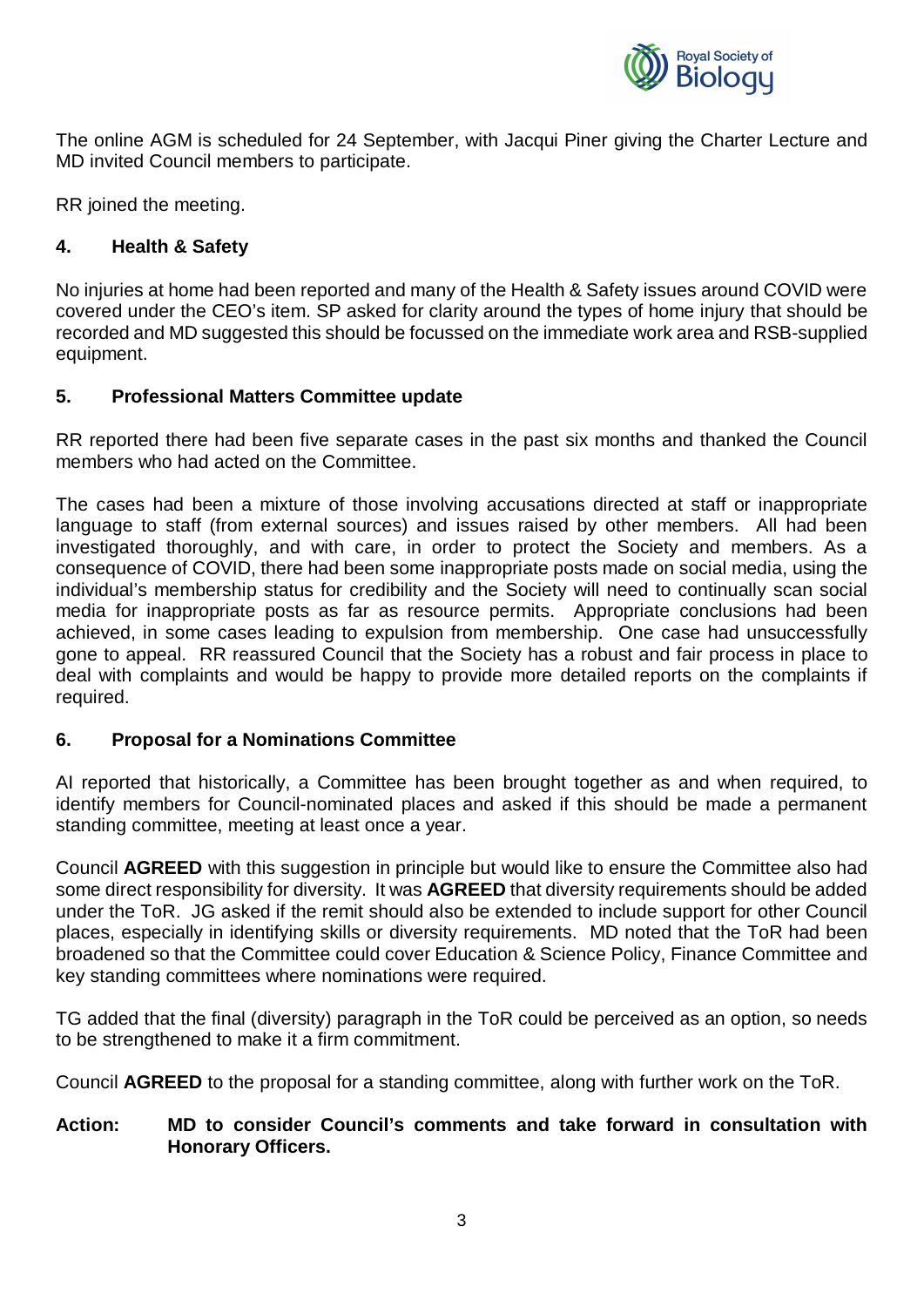The online AGM is scheduled for 24 September, with Jacqui Piner giving the Charter Lecture and MD invited Council members to participate.

RR joined the meeting.

## 4. Health & Safety

No injuries at home had been reported and many of the Health & Safety issues around COVID were covered under the CEO's item. SP asked for clarity around the types of home injury that should be recorded and MD suggested this should be focussed on the immediate work area and RSB-supplied equipment.

## 5. Professional Matters Committee update

RR reported there had been five separate cases in the past six months and thanked the Council members who had acted on the Committee.

The cases had been a mixture of those involving accusations directed at staff or inappropriate language to staff (from external sources) and issues raised by other members. All had been investigated thoroughly, and with care, in order to protect the Society and members. As a consequence of COVID, there had been some inappropriate posts made on social media, using the individual's membership status for credibility and the Society will need to continually scan social media for inappropriate posts as far as resource permits. Appropriate conclusions had been achieved, in some cases leading to expulsion from membership. One case had unsuccessfully gone to appeal. RR reassured Council that the Society has a robust and fair process in place to deal with complaints and would be happy to provide more detailed reports on the complaints if required.

## 6. Proposal for a Nominations Committee

AI reported that historically, a Committee has been brought together as and when required, to identify members for Council-nominated places and asked if this should be made a permanent standing committee, meeting at least once a year.

Council **AGREED** with this suggestion in principle but would like to ensure the Committee also had some direct responsibility for diversity. It was **AGREED** that diversity requirements should be added under the ToR. JG asked if the remit should also be extended to include support for other Council places, especially in identifying skills or diversity requirements. MD noted that the ToR had been broadened so that the Committee could cover Education & Science Policy, Finance Committee and key standing committees where nominations were required.

TG added that the final (diversity) paragraph in the ToR could be perceived as an option, so needs to be strengthened to make it a firm commitment.

Council **AGREED** to the proposal for a standing committee, along with further work on the ToR.

**Action: MD to consider Council's comments and take forward in consultation with Honorary Officers.**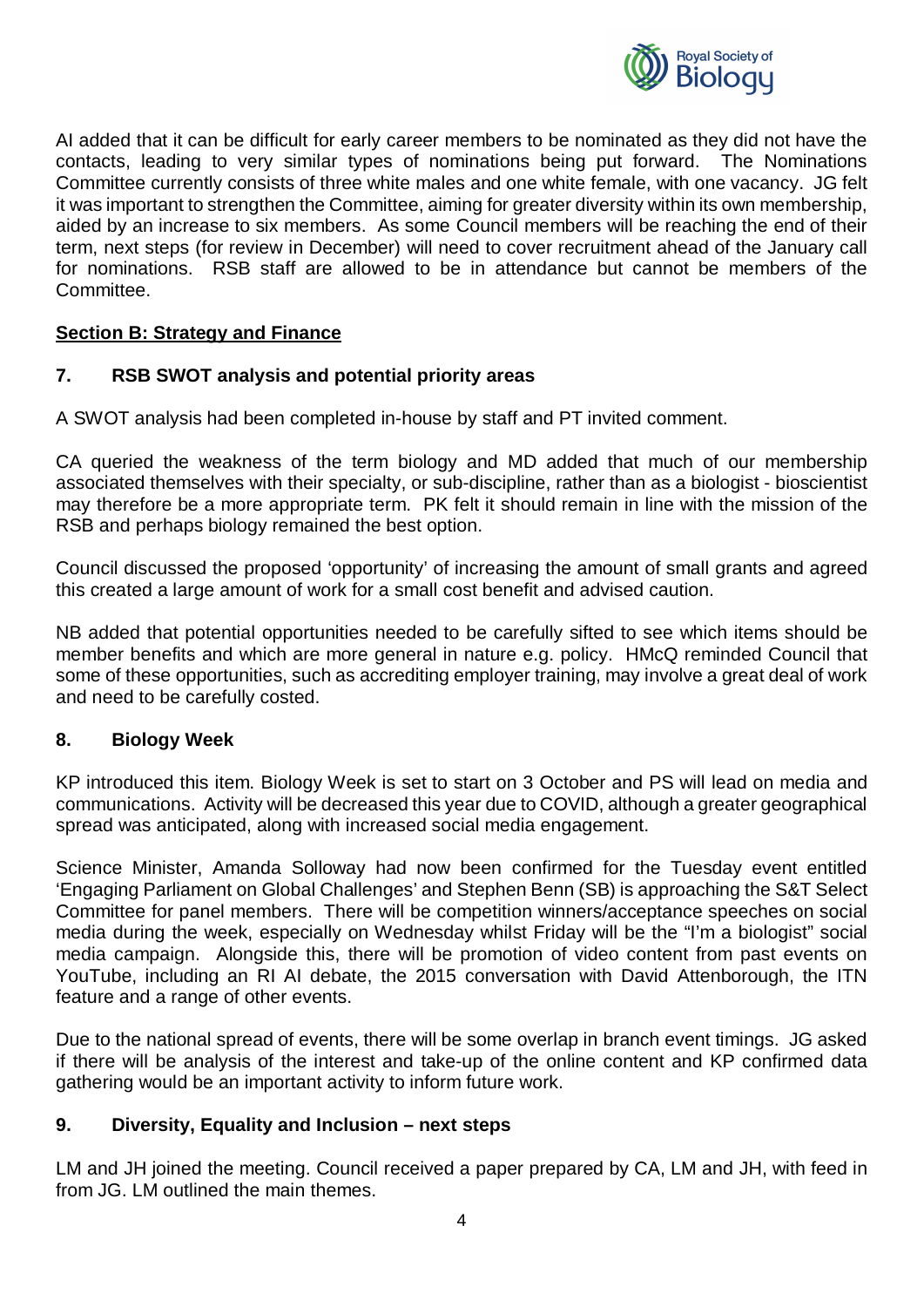AI added that it can be difficult for early career members to be nominated as they did not have the contacts, leading to very similar types of nominations being put forward. The Nominations Committee currently consists of three white males and one white female, with one vacancy. JG felt it was important to strengthen the Committee, aiming for greater diversity within its own membership, aided by an increase to six members. As some Council members will be reaching the end of their term, next steps (for review in December) will need to cover recruitment ahead of the January call for nominations. RSB staff are allowed to be in attendance but cannot be members of the Committee.

## Section B: Strategy and Finance

### 7. RSB SWOT analysis and potential priority areas

A SWOT analysis had been completed in-house by staff and PT invited comment.

CA queried the weakness of the term biology and MD added that much of our membership associated themselves with their specialty, or sub-discipline, rather than as a biologist - bioscientist may therefore be a more appropriate term. PK felt it should remain in line with the mission of the RSB and perhaps biology remained the best option.

Council discussed the proposed 'opportunity' of increasing the amount of small grants and agreed this created a large amount of work for a small cost benefit and advised caution.

NB added that potential opportunities needed to be carefully sifted to see which items should be member benefits and which are more general in nature e.g. policy. HMcQ reminded Council that some of these opportunities, such as accrediting employer training, may involve a great deal of work and need to be carefully costed.

### 8. Biology Week

KP introduced this item. Biology Week is set to start on 3 October and PS will lead on media and communications. Activity will be decreased this year due to COVID, although a greater geographical spread was anticipated, along with increased social media engagement.

Science Minister, Amanda Solloway had now been confirmed for the Tuesday event entitled 'Engaging Parliament on Global Challenges' and Stephen Benn (SB) is approaching the S&T Select Committee for panel members. There will be competition winners/acceptance speeches on social media during the week, especially on Wednesday whilst Friday will be the "I'm a biologist" social media campaign. Alongside this, there will be promotion of video content from past events on YouTube, including an RI AI debate, the 2015 conversation with David Attenborough, the ITN feature and a range of other events.

Due to the national spread of events, there will be some overlap in branch event timings. JG asked if there will be analysis of the interest and take-up of the online content and KP confirmed data gathering would be an important activity to inform future work.

### 9. Diversity, Equality and Inclusion – next steps

LM and JH joined the meeting. Council received a paper prepared by CA, LM and JH, with feed in from JG. LM outlined the main themes.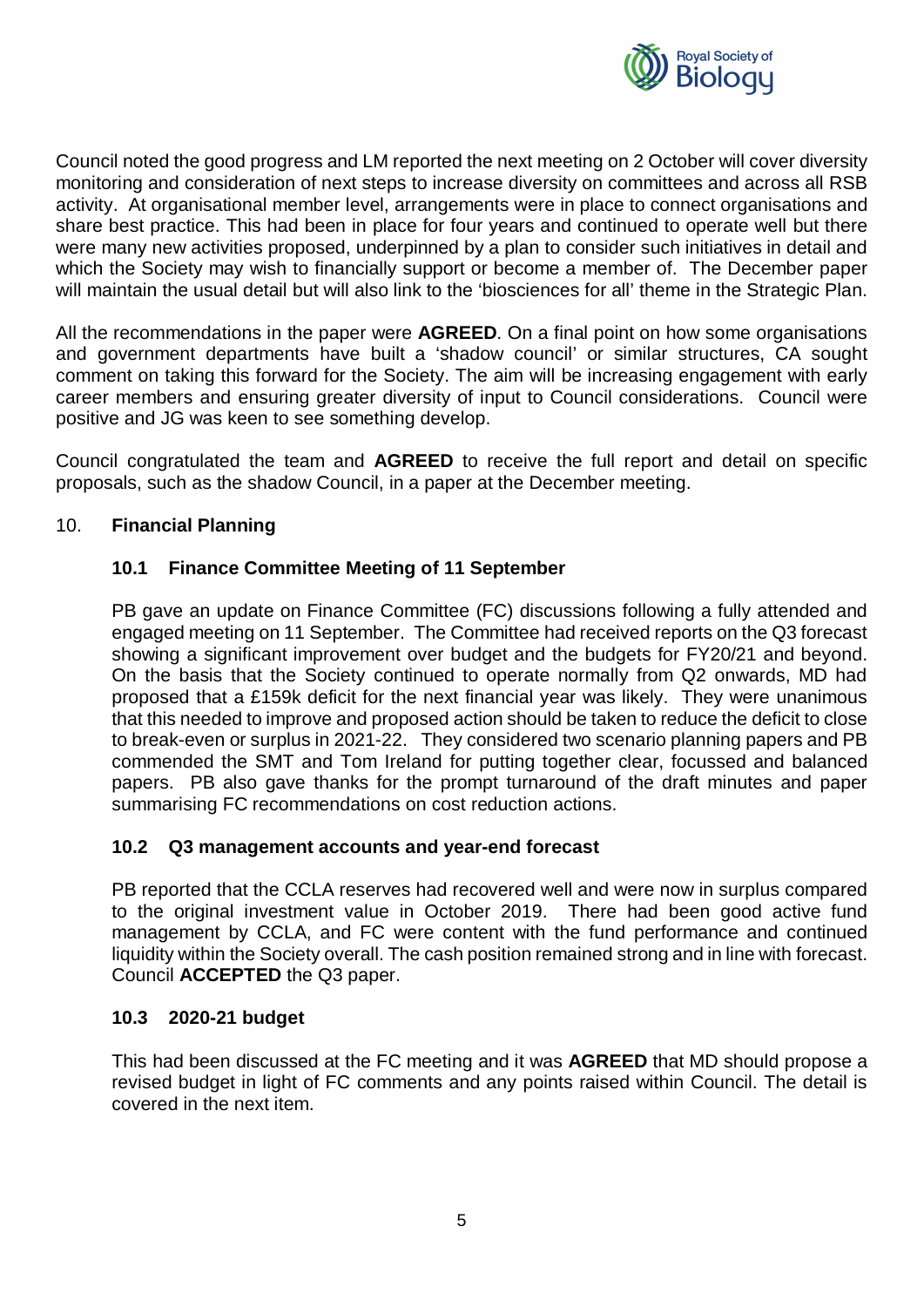Council noted the good progress and LM reported the next meeting on 2 October will cover diversity monitoring and consideration of next steps to increase diversity on committees and across all RSB activity. At organisational member level, arrangements were in place to connect organisations and share best practice. This had been in place for four years and continued to operate well but there were many new activities proposed, underpinned by a plan to consider such initiatives in detail and which the Society may wish to financially support or become a member of. The December paper will maintain the usual detail but will also link to the 'biosciences for all' theme in the Strategic Plan.

All the recommendations in the paper were **AGREED**. On a final point on how some organisations and government departments have built a 'shadow council' or similar structures, CA sought comment on taking this forward for the Society. The aim will be increasing engagement with early career members and ensuring greater diversity of input to Council considerations. Council were positive and JG was keen to see something develop.

Council congratulated the team and **AGREED** to receive the full report and detail on specific proposals, such as the shadow Council, in a paper at the December meeting.

## 10. Financial Planning

### 10.1 Finance Committee Meeting of 11 September

PB gave an update on Finance Committee (FC) discussions following a fully attended and engaged meeting on 11 September. The Committee had received reports on the Q3 forecast showing a significant improvement over budget and the budgets for FY20/21 and beyond. On the basis that the Society continued to operate normally from Q2 onwards, MD had proposed that a £159k deficit for the next financial year was likely. They were unanimous that this needed to improve and proposed action should be taken to reduce the deficit to close to break-even or surplus in 2021-22. They considered two scenario planning papers and PB commended the SMT and Tom Ireland for putting together clear, focussed and balanced papers. PB also gave thanks for the prompt turnaround of the draft minutes and paper summarising FC recommendations on cost reduction actions.

### 10.2 Q3 management accounts and year-end forecast

PB reported that the CCLA reserves had recovered well and were now in surplus compared to the original investment value in October 2019. There had been good active fund management by CCLA, and FC were content with the fund performance and continued liquidity within the Society overall. The cash position remained strong and in line with forecast. Council **ACCEPTED** the Q3 paper.

### 10.3 2020-21 budget

This had been discussed at the FC meeting and it was **AGREED** that MD should propose a revised budget in light of FC comments and any points raised within Council. The detail is covered in the next item.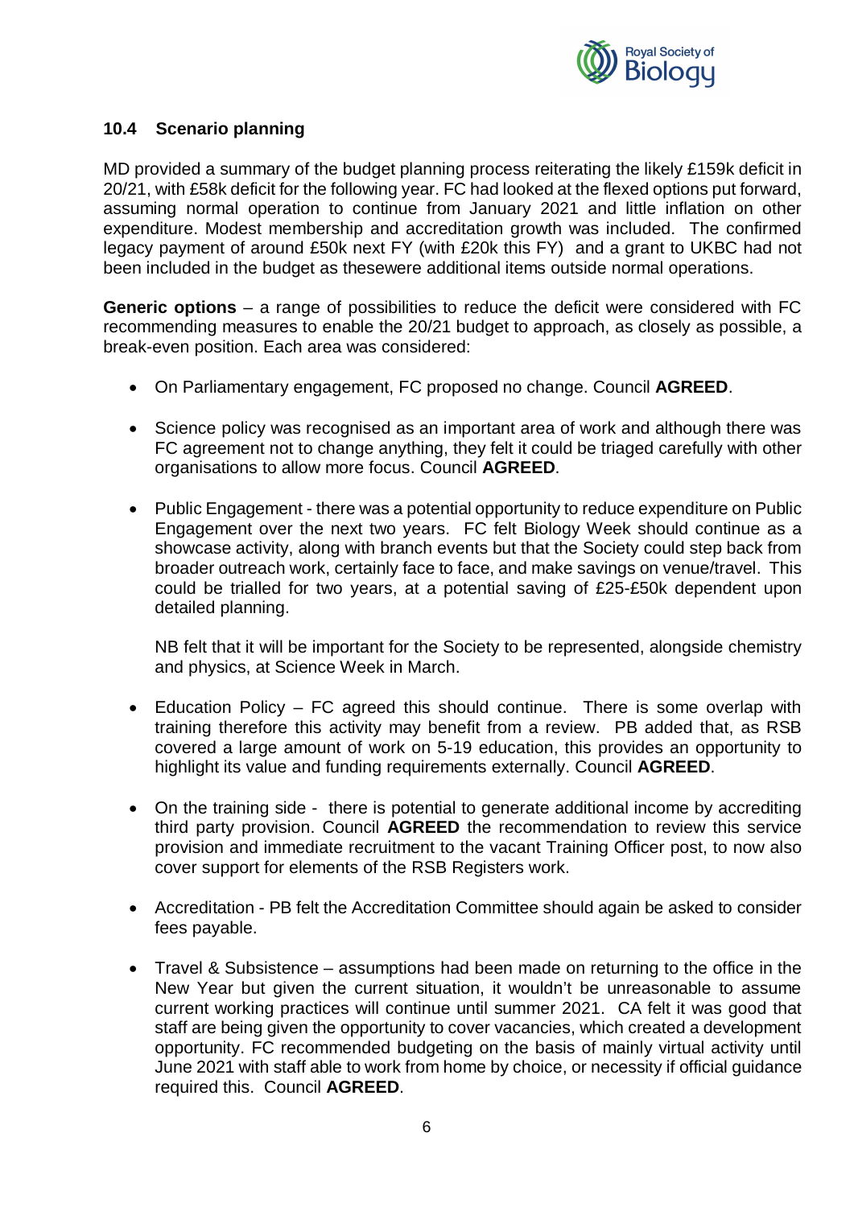### 10.4 Scenario planning

MD provided a summary of the budget planning process reiterating the likely £159k deficit in 20/21, with £58k deficit for the following year. FC had looked at the flexed options put forward, assuming normal operation to continue from January 2021 and little inflation on other expenditure. Modest membership and accreditation growth was included. The confirmed legacy payment of around £50k next FY (with £20k this FY) and a grant to UKBC had not been included in the budget as thesewere additional items outside normal operations.

**Generic options** – a range of possibilities to reduce the deficit were considered with FC recommending measures to enable the 20/21 budget to approach, as closely as possible, a break-even position. Each area was considered:

- On Parliamentary engagement, FC proposed no change. Council **AGREED**.

- Science policy was recognised as an important area of work and although there was FC agreement not to change anything, they felt it could be triaged carefully with other organisations to allow more focus. Council **AGREED**.

- Public Engagement - there was a potential opportunity to reduce expenditure on Public Engagement over the next two years. FC felt Biology Week should continue as a showcase activity, along with branch events but that the Society could step back from broader outreach work, certainly face to face, and make savings on venue/travel. This could be trialled for two years, at a potential saving of £25-£50k dependent upon detailed planning.

  NB felt that it will be important for the Society to be represented, alongside chemistry and physics, at Science Week in March.

- Education Policy – FC agreed this should continue. There is some overlap with training therefore this activity may benefit from a review. PB added that, as RSB covered a large amount of work on 5-19 education, this provides an opportunity to highlight its value and funding requirements externally. Council **AGREED**.

- On the training side - there is potential to generate additional income by accrediting third party provision. Council **AGREED** the recommendation to review this service provision and immediate recruitment to the vacant Training Officer post, to now also cover support for elements of the RSB Registers work.

- Accreditation - PB felt the Accreditation Committee should again be asked to consider fees payable.

- Travel & Subsistence – assumptions had been made on returning to the office in the New Year but given the current situation, it wouldn't be unreasonable to assume current working practices will continue until summer 2021. CA felt it was good that staff are being given the opportunity to cover vacancies, which created a development opportunity. FC recommended budgeting on the basis of mainly virtual activity until June 2021 with staff able to work from home by choice, or necessity if official guidance required this. Council **AGREED**.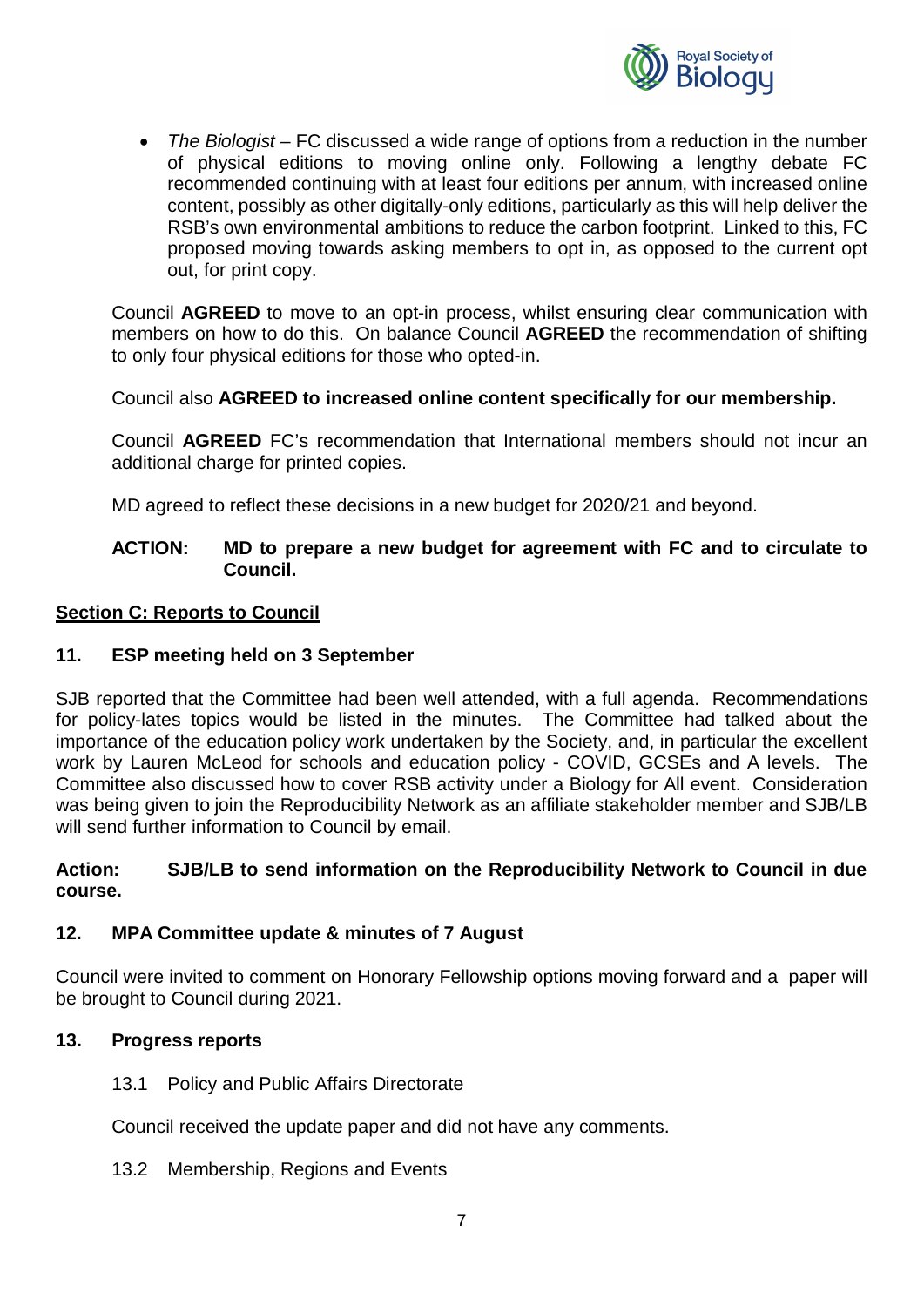- *The Biologist* – FC discussed a wide range of options from a reduction in the number of physical editions to moving online only. Following a lengthy debate FC recommended continuing with at least four editions per annum, with increased online content, possibly as other digitally-only editions, particularly as this will help deliver the RSB's own environmental ambitions to reduce the carbon footprint. Linked to this, FC proposed moving towards asking members to opt in, as opposed to the current opt out, for print copy.

Council **AGREED** to move to an opt-in process, whilst ensuring clear communication with members on how to do this. On balance Council **AGREED** the recommendation of shifting to only four physical editions for those who opted-in.

Council also **AGREED to increased online content specifically for our membership.**

Council **AGREED** FC's recommendation that International members should not incur an additional charge for printed copies.

MD agreed to reflect these decisions in a new budget for 2020/21 and beyond.

**ACTION: MD to prepare a new budget for agreement with FC and to circulate to Council.**

## Section C: Reports to Council

### 11. ESP meeting held on 3 September

SJB reported that the Committee had been well attended, with a full agenda. Recommendations for policy-lates topics would be listed in the minutes. The Committee had talked about the importance of the education policy work undertaken by the Society, and, in particular the excellent work by Lauren McLeod for schools and education policy - COVID, GCSEs and A levels. The Committee also discussed how to cover RSB activity under a Biology for All event. Consideration was being given to join the Reproducibility Network as an affiliate stakeholder member and SJB/LB will send further information to Council by email.

**Action: SJB/LB to send information on the Reproducibility Network to Council in due course.**

### 12. MPA Committee update & minutes of 7 August

Council were invited to comment on Honorary Fellowship options moving forward and a paper will be brought to Council during 2021.

### 13. Progress reports

13.1 Policy and Public Affairs Directorate

Council received the update paper and did not have any comments.

13.2 Membership, Regions and Events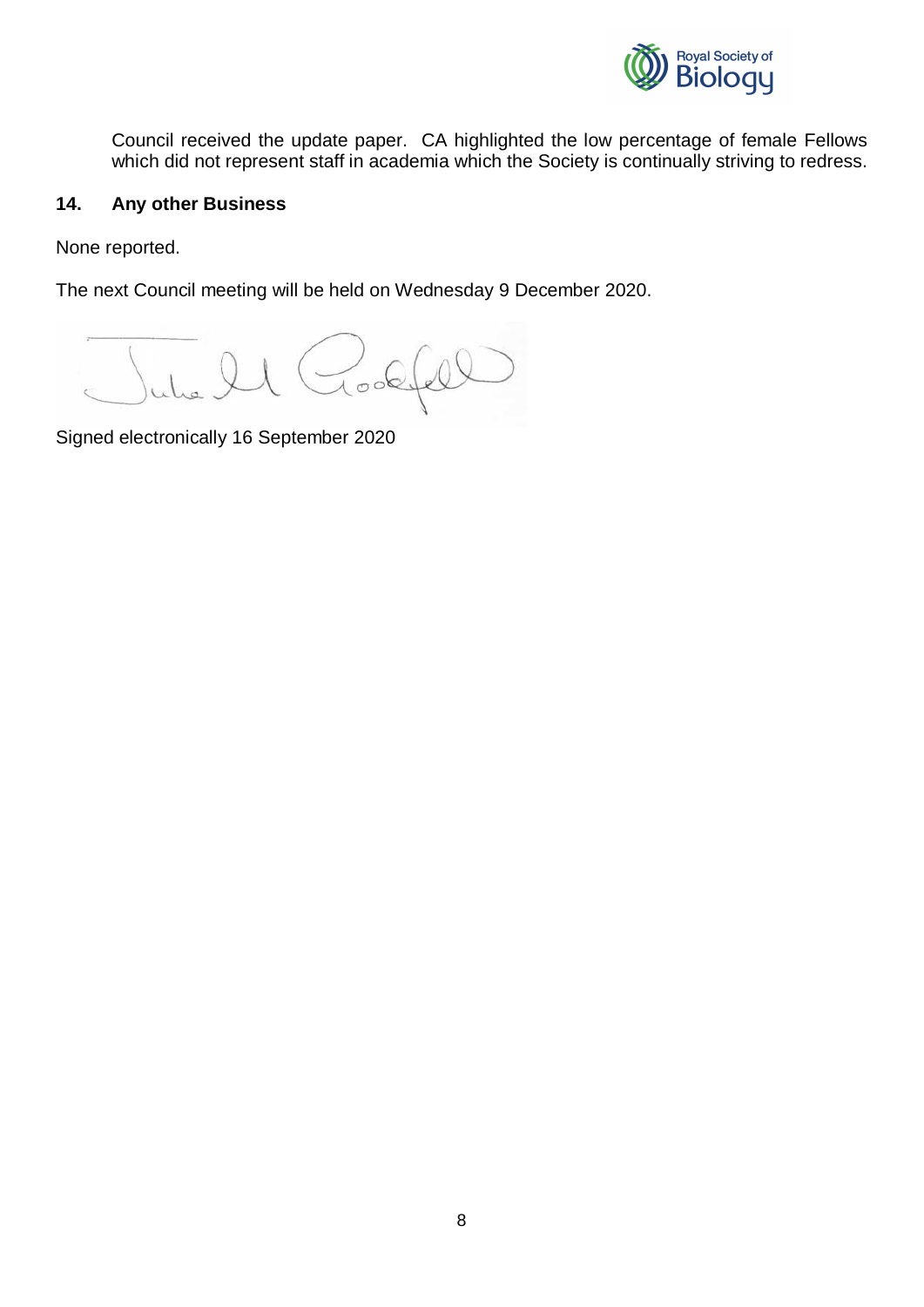Council received the update paper. CA highlighted the low percentage of female Fellows which did not represent staff in academia which the Society is continually striving to redress.

## 14. Any other Business

None reported.

The next Council meeting will be held on Wednesday 9 December 2020.

Signed electronically 16 September 2020